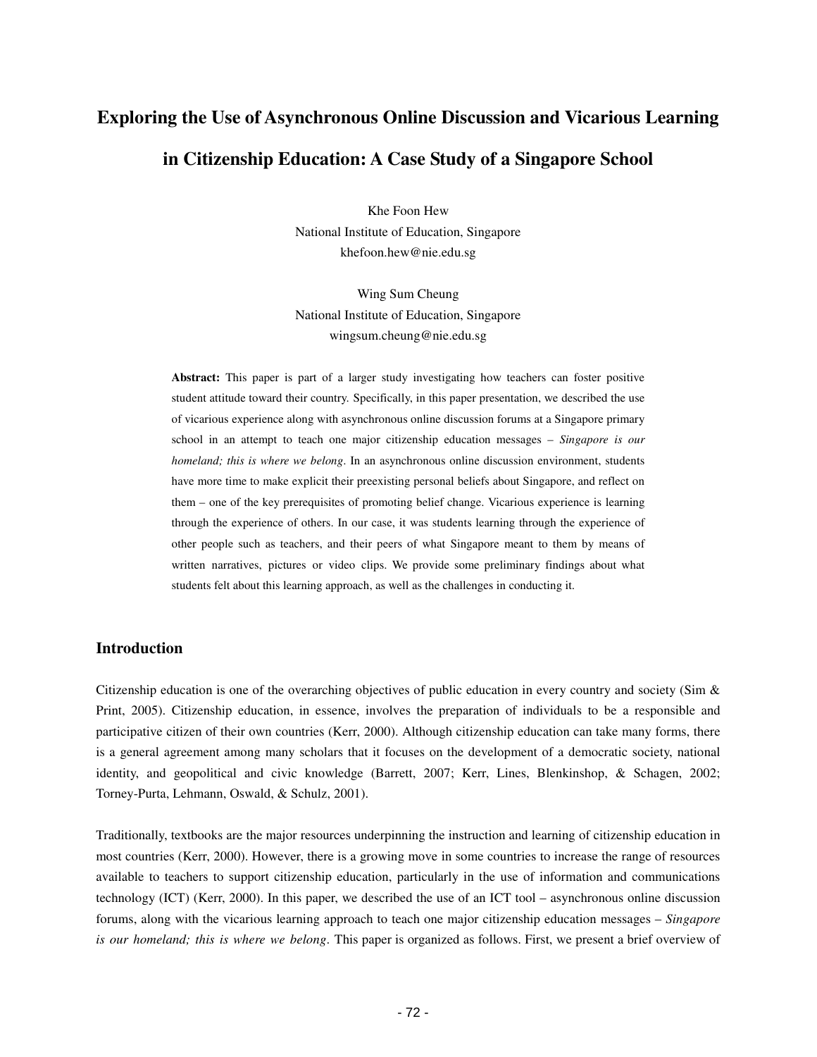# Exploring the Use of Asynchronous Online Discussion and Vicarious Learning in Citizenship Education: A Case Study of a Singapore School

Khe Foon Hew
National Institute of Education, Singapore
khefoon.hew@nie.edu.sg

Wing Sum Cheung
National Institute of Education, Singapore
wingsum.cheung@nie.edu.sg

**Abstract:** This paper is part of a larger study investigating how teachers can foster positive student attitude toward their country. Specifically, in this paper presentation, we described the use of vicarious experience along with asynchronous online discussion forums at a Singapore primary school in an attempt to teach one major citizenship education messages – *Singapore is our homeland; this is where we belong*. In an asynchronous online discussion environment, students have more time to make explicit their preexisting personal beliefs about Singapore, and reflect on them – one of the key prerequisites of promoting belief change. Vicarious experience is learning through the experience of others. In our case, it was students learning through the experience of other people such as teachers, and their peers of what Singapore meant to them by means of written narratives, pictures or video clips. We provide some preliminary findings about what students felt about this learning approach, as well as the challenges in conducting it.

## Introduction

Citizenship education is one of the overarching objectives of public education in every country and society (Sim & Print, 2005). Citizenship education, in essence, involves the preparation of individuals to be a responsible and participative citizen of their own countries (Kerr, 2000). Although citizenship education can take many forms, there is a general agreement among many scholars that it focuses on the development of a democratic society, national identity, and geopolitical and civic knowledge (Barrett, 2007; Kerr, Lines, Blenkinshop, & Schagen, 2002; Torney-Purta, Lehmann, Oswald, & Schulz, 2001).

Traditionally, textbooks are the major resources underpinning the instruction and learning of citizenship education in most countries (Kerr, 2000). However, there is a growing move in some countries to increase the range of resources available to teachers to support citizenship education, particularly in the use of information and communications technology (ICT) (Kerr, 2000). In this paper, we described the use of an ICT tool – asynchronous online discussion forums, along with the vicarious learning approach to teach one major citizenship education messages – *Singapore is our homeland; this is where we belong*. This paper is organized as follows. First, we present a brief overview of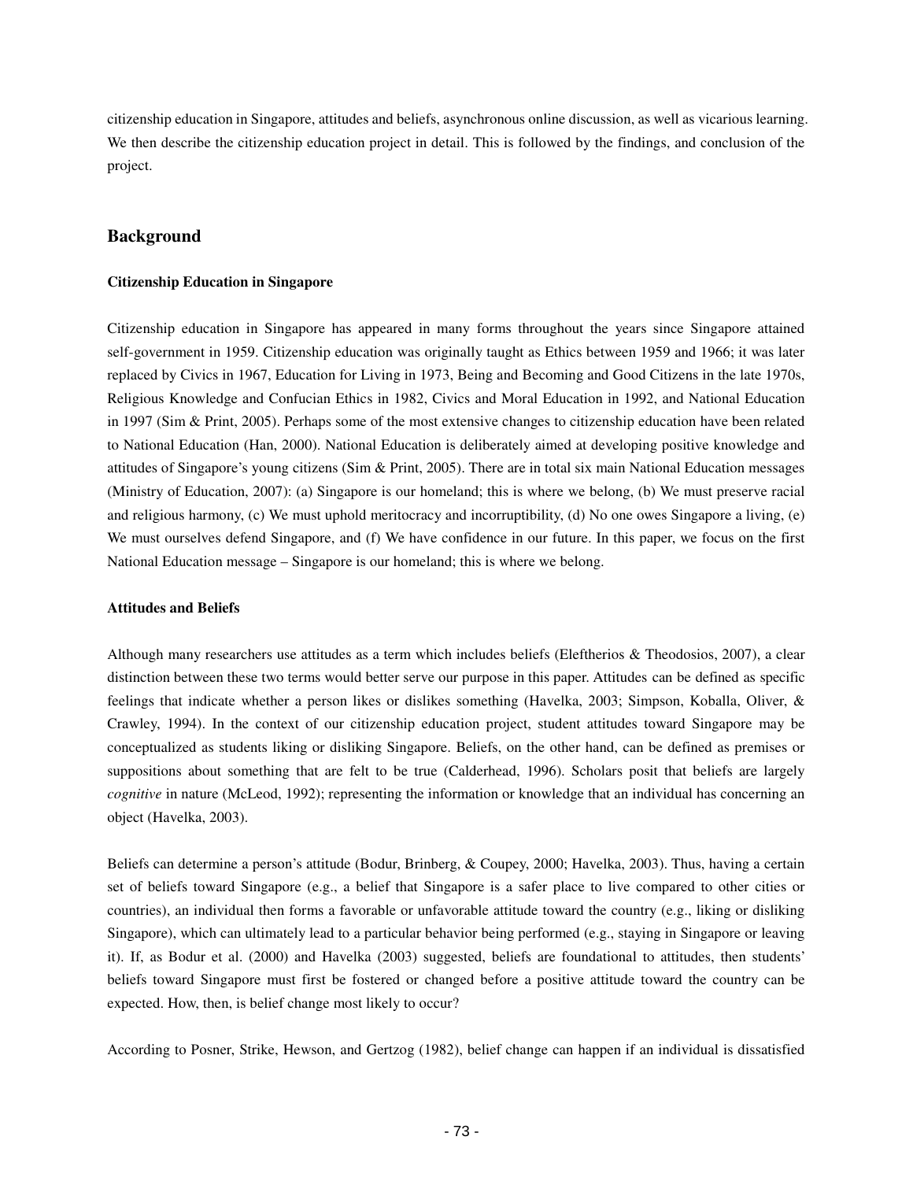citizenship education in Singapore, attitudes and beliefs, asynchronous online discussion, as well as vicarious learning. We then describe the citizenship education project in detail. This is followed by the findings, and conclusion of the project.

## Background

### Citizenship Education in Singapore

Citizenship education in Singapore has appeared in many forms throughout the years since Singapore attained self-government in 1959. Citizenship education was originally taught as Ethics between 1959 and 1966; it was later replaced by Civics in 1967, Education for Living in 1973, Being and Becoming and Good Citizens in the late 1970s, Religious Knowledge and Confucian Ethics in 1982, Civics and Moral Education in 1992, and National Education in 1997 (Sim & Print, 2005). Perhaps some of the most extensive changes to citizenship education have been related to National Education (Han, 2000). National Education is deliberately aimed at developing positive knowledge and attitudes of Singapore's young citizens (Sim & Print, 2005). There are in total six main National Education messages (Ministry of Education, 2007): (a) Singapore is our homeland; this is where we belong, (b) We must preserve racial and religious harmony, (c) We must uphold meritocracy and incorruptibility, (d) No one owes Singapore a living, (e) We must ourselves defend Singapore, and (f) We have confidence in our future. In this paper, we focus on the first National Education message – Singapore is our homeland; this is where we belong.

### Attitudes and Beliefs

Although many researchers use attitudes as a term which includes beliefs (Eleftherios & Theodosios, 2007), a clear distinction between these two terms would better serve our purpose in this paper. Attitudes can be defined as specific feelings that indicate whether a person likes or dislikes something (Havelka, 2003; Simpson, Koballa, Oliver, & Crawley, 1994). In the context of our citizenship education project, student attitudes toward Singapore may be conceptualized as students liking or disliking Singapore. Beliefs, on the other hand, can be defined as premises or suppositions about something that are felt to be true (Calderhead, 1996). Scholars posit that beliefs are largely *cognitive* in nature (McLeod, 1992); representing the information or knowledge that an individual has concerning an object (Havelka, 2003).

Beliefs can determine a person's attitude (Bodur, Brinberg, & Coupey, 2000; Havelka, 2003). Thus, having a certain set of beliefs toward Singapore (e.g., a belief that Singapore is a safer place to live compared to other cities or countries), an individual then forms a favorable or unfavorable attitude toward the country (e.g., liking or disliking Singapore), which can ultimately lead to a particular behavior being performed (e.g., staying in Singapore or leaving it). If, as Bodur et al. (2000) and Havelka (2003) suggested, beliefs are foundational to attitudes, then students' beliefs toward Singapore must first be fostered or changed before a positive attitude toward the country can be expected. How, then, is belief change most likely to occur?

According to Posner, Strike, Hewson, and Gertzog (1982), belief change can happen if an individual is dissatisfied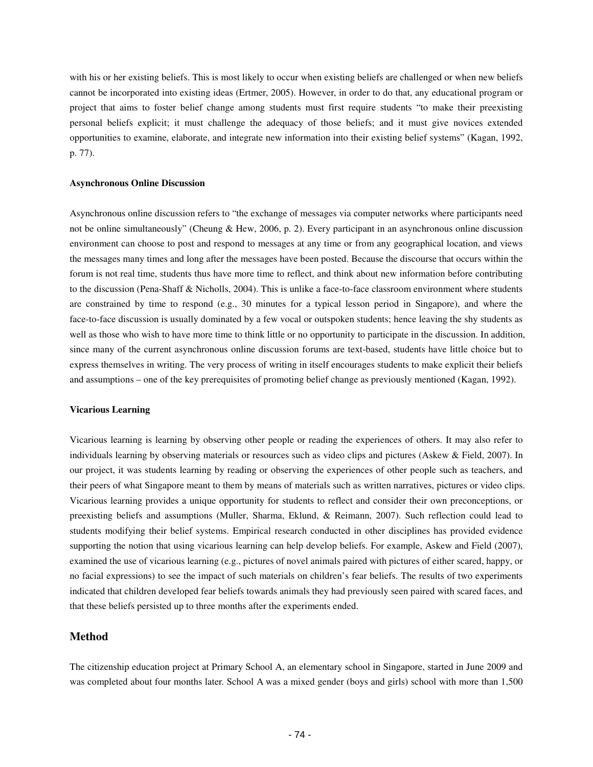with his or her existing beliefs. This is most likely to occur when existing beliefs are challenged or when new beliefs cannot be incorporated into existing ideas (Ertmer, 2005). However, in order to do that, any educational program or project that aims to foster belief change among students must first require students "to make their preexisting personal beliefs explicit; it must challenge the adequacy of those beliefs; and it must give novices extended opportunities to examine, elaborate, and integrate new information into their existing belief systems" (Kagan, 1992, p. 77).

### Asynchronous Online Discussion

Asynchronous online discussion refers to "the exchange of messages via computer networks where participants need not be online simultaneously" (Cheung & Hew, 2006, p. 2). Every participant in an asynchronous online discussion environment can choose to post and respond to messages at any time or from any geographical location, and views the messages many times and long after the messages have been posted. Because the discourse that occurs within the forum is not real time, students thus have more time to reflect, and think about new information before contributing to the discussion (Pena-Shaff & Nicholls, 2004). This is unlike a face-to-face classroom environment where students are constrained by time to respond (e.g., 30 minutes for a typical lesson period in Singapore), and where the face-to-face discussion is usually dominated by a few vocal or outspoken students; hence leaving the shy students as well as those who wish to have more time to think little or no opportunity to participate in the discussion. In addition, since many of the current asynchronous online discussion forums are text-based, students have little choice but to express themselves in writing. The very process of writing in itself encourages students to make explicit their beliefs and assumptions – one of the key prerequisites of promoting belief change as previously mentioned (Kagan, 1992).

### Vicarious Learning

Vicarious learning is learning by observing other people or reading the experiences of others. It may also refer to individuals learning by observing materials or resources such as video clips and pictures (Askew & Field, 2007). In our project, it was students learning by reading or observing the experiences of other people such as teachers, and their peers of what Singapore meant to them by means of materials such as written narratives, pictures or video clips. Vicarious learning provides a unique opportunity for students to reflect and consider their own preconceptions, or preexisting beliefs and assumptions (Muller, Sharma, Eklund, & Reimann, 2007). Such reflection could lead to students modifying their belief systems. Empirical research conducted in other disciplines has provided evidence supporting the notion that using vicarious learning can help develop beliefs. For example, Askew and Field (2007), examined the use of vicarious learning (e.g., pictures of novel animals paired with pictures of either scared, happy, or no facial expressions) to see the impact of such materials on children's fear beliefs. The results of two experiments indicated that children developed fear beliefs towards animals they had previously seen paired with scared faces, and that these beliefs persisted up to three months after the experiments ended.

## Method

The citizenship education project at Primary School A, an elementary school in Singapore, started in June 2009 and was completed about four months later. School A was a mixed gender (boys and girls) school with more than 1,500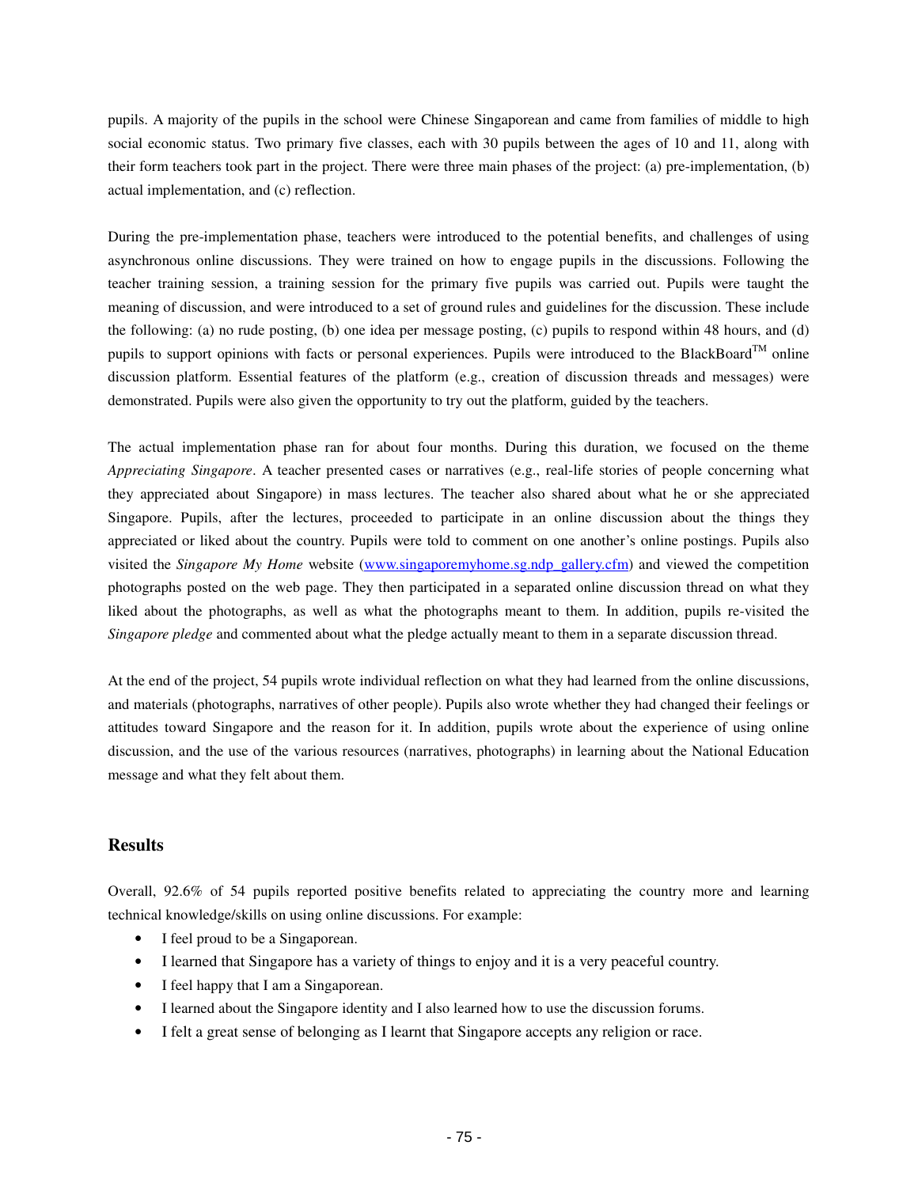pupils. A majority of the pupils in the school were Chinese Singaporean and came from families of middle to high social economic status. Two primary five classes, each with 30 pupils between the ages of 10 and 11, along with their form teachers took part in the project. There were three main phases of the project: (a) pre-implementation, (b) actual implementation, and (c) reflection.

During the pre-implementation phase, teachers were introduced to the potential benefits, and challenges of using asynchronous online discussions. They were trained on how to engage pupils in the discussions. Following the teacher training session, a training session for the primary five pupils was carried out. Pupils were taught the meaning of discussion, and were introduced to a set of ground rules and guidelines for the discussion. These include the following: (a) no rude posting, (b) one idea per message posting, (c) pupils to respond within 48 hours, and (d) pupils to support opinions with facts or personal experiences. Pupils were introduced to the BlackBoard™ online discussion platform. Essential features of the platform (e.g., creation of discussion threads and messages) were demonstrated. Pupils were also given the opportunity to try out the platform, guided by the teachers.

The actual implementation phase ran for about four months. During this duration, we focused on the theme *Appreciating Singapore*. A teacher presented cases or narratives (e.g., real-life stories of people concerning what they appreciated about Singapore) in mass lectures. The teacher also shared about what he or she appreciated Singapore. Pupils, after the lectures, proceeded to participate in an online discussion about the things they appreciated or liked about the country. Pupils were told to comment on one another's online postings. Pupils also visited the *Singapore My Home* website (www.singaporemyhome.sg.ndp_gallery.cfm) and viewed the competition photographs posted on the web page. They then participated in a separated online discussion thread on what they liked about the photographs, as well as what the photographs meant to them. In addition, pupils re-visited the *Singapore pledge* and commented about what the pledge actually meant to them in a separate discussion thread.

At the end of the project, 54 pupils wrote individual reflection on what they had learned from the online discussions, and materials (photographs, narratives of other people). Pupils also wrote whether they had changed their feelings or attitudes toward Singapore and the reason for it. In addition, pupils wrote about the experience of using online discussion, and the use of the various resources (narratives, photographs) in learning about the National Education message and what they felt about them.

## Results

Overall, 92.6% of 54 pupils reported positive benefits related to appreciating the country more and learning technical knowledge/skills on using online discussions. For example:

- I feel proud to be a Singaporean.
- I learned that Singapore has a variety of things to enjoy and it is a very peaceful country.
- I feel happy that I am a Singaporean.
- I learned about the Singapore identity and I also learned how to use the discussion forums.
- I felt a great sense of belonging as I learnt that Singapore accepts any religion or race.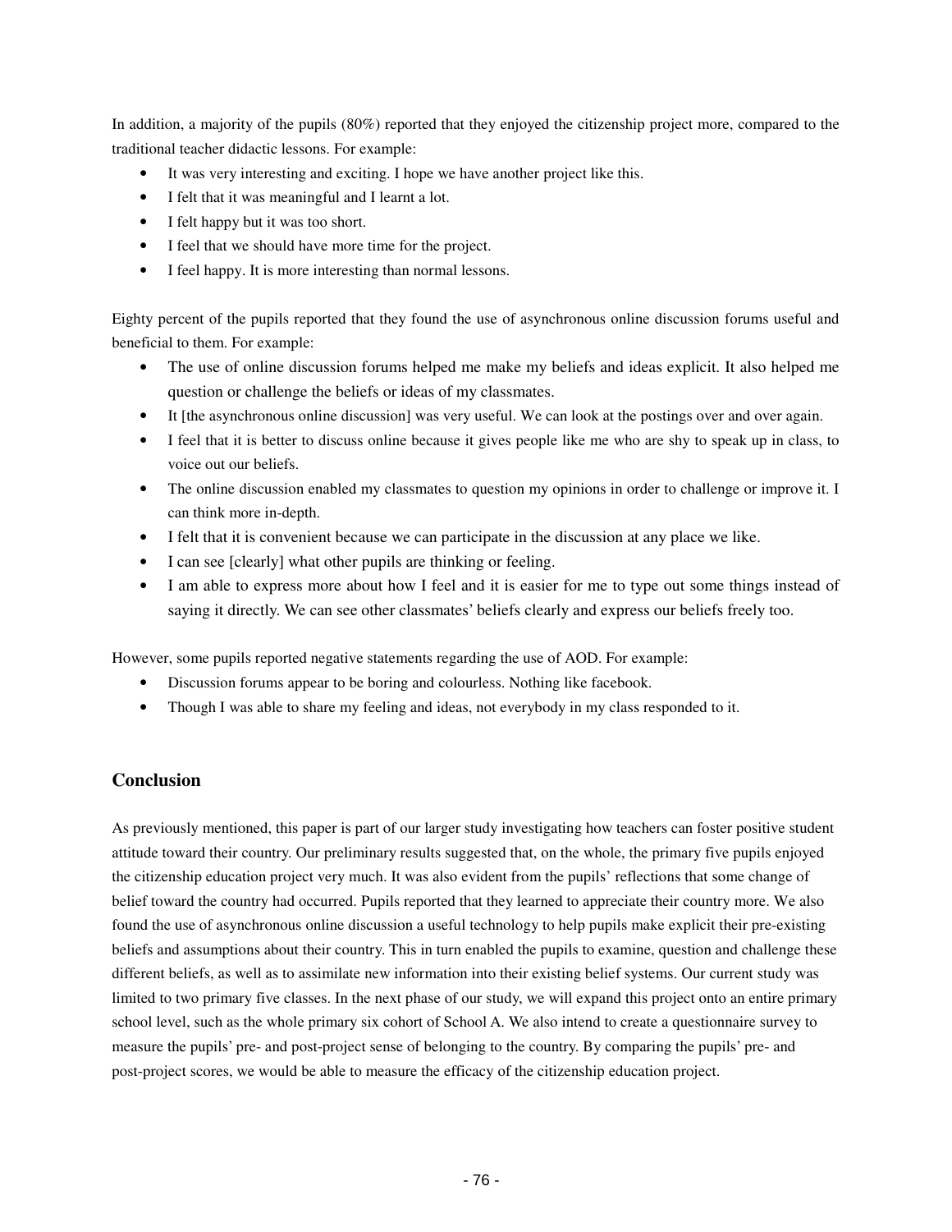In addition, a majority of the pupils (80%) reported that they enjoyed the citizenship project more, compared to the traditional teacher didactic lessons. For example:

- It was very interesting and exciting. I hope we have another project like this.
- I felt that it was meaningful and I learnt a lot.
- I felt happy but it was too short.
- I feel that we should have more time for the project.
- I feel happy. It is more interesting than normal lessons.

Eighty percent of the pupils reported that they found the use of asynchronous online discussion forums useful and beneficial to them. For example:

- The use of online discussion forums helped me make my beliefs and ideas explicit. It also helped me question or challenge the beliefs or ideas of my classmates.
- It [the asynchronous online discussion] was very useful. We can look at the postings over and over again.
- I feel that it is better to discuss online because it gives people like me who are shy to speak up in class, to voice out our beliefs.
- The online discussion enabled my classmates to question my opinions in order to challenge or improve it. I can think more in-depth.
- I felt that it is convenient because we can participate in the discussion at any place we like.
- I can see [clearly] what other pupils are thinking or feeling.
- I am able to express more about how I feel and it is easier for me to type out some things instead of saying it directly. We can see other classmates' beliefs clearly and express our beliefs freely too.

However, some pupils reported negative statements regarding the use of AOD. For example:

- Discussion forums appear to be boring and colourless. Nothing like facebook.
- Though I was able to share my feeling and ideas, not everybody in my class responded to it.

## Conclusion

As previously mentioned, this paper is part of our larger study investigating how teachers can foster positive student attitude toward their country. Our preliminary results suggested that, on the whole, the primary five pupils enjoyed the citizenship education project very much. It was also evident from the pupils' reflections that some change of belief toward the country had occurred. Pupils reported that they learned to appreciate their country more. We also found the use of asynchronous online discussion a useful technology to help pupils make explicit their pre-existing beliefs and assumptions about their country. This in turn enabled the pupils to examine, question and challenge these different beliefs, as well as to assimilate new information into their existing belief systems. Our current study was limited to two primary five classes. In the next phase of our study, we will expand this project onto an entire primary school level, such as the whole primary six cohort of School A. We also intend to create a questionnaire survey to measure the pupils' pre- and post-project sense of belonging to the country. By comparing the pupils' pre- and post-project scores, we would be able to measure the efficacy of the citizenship education project.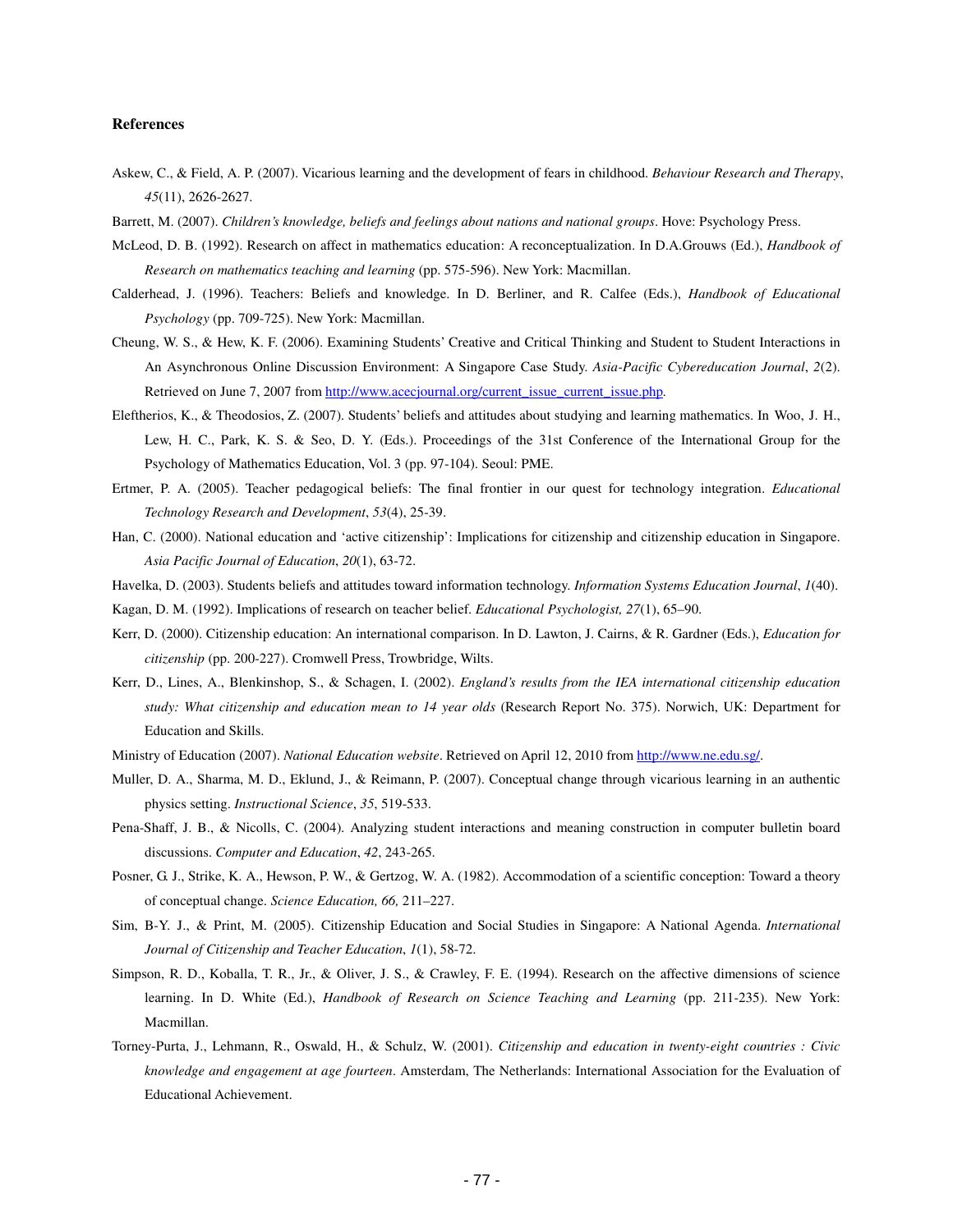## References

Askew, C., & Field, A. P. (2007). Vicarious learning and the development of fears in childhood. *Behaviour Research and Therapy*, *45*(11), 2626-2627.

Barrett, M. (2007). *Children's knowledge, beliefs and feelings about nations and national groups*. Hove: Psychology Press.

McLeod, D. B. (1992). Research on affect in mathematics education: A reconceptualization. In D.A.Grouws (Ed.), *Handbook of Research on mathematics teaching and learning* (pp. 575-596). New York: Macmillan.

Calderhead, J. (1996). Teachers: Beliefs and knowledge. In D. Berliner, and R. Calfee (Eds.), *Handbook of Educational Psychology* (pp. 709-725). New York: Macmillan.

Cheung, W. S., & Hew, K. F. (2006). Examining Students' Creative and Critical Thinking and Student to Student Interactions in An Asynchronous Online Discussion Environment: A Singapore Case Study. *Asia-Pacific Cybereducation Journal*, *2*(2). Retrieved on June 7, 2007 from http://www.acecjournal.org/current_issue_current_issue.php.

Eleftherios, K., & Theodosios, Z. (2007). Students' beliefs and attitudes about studying and learning mathematics. In Woo, J. H., Lew, H. C., Park, K. S. & Seo, D. Y. (Eds.). Proceedings of the 31st Conference of the International Group for the Psychology of Mathematics Education, Vol. 3 (pp. 97-104). Seoul: PME.

Ertmer, P. A. (2005). Teacher pedagogical beliefs: The final frontier in our quest for technology integration. *Educational Technology Research and Development*, *53*(4), 25-39.

Han, C. (2000). National education and 'active citizenship': Implications for citizenship and citizenship education in Singapore. *Asia Pacific Journal of Education*, *20*(1), 63-72.

Havelka, D. (2003). Students beliefs and attitudes toward information technology. *Information Systems Education Journal*, *1*(40).

Kagan, D. M. (1992). Implications of research on teacher belief. *Educational Psychologist, 27*(1), 65–90.

Kerr, D. (2000). Citizenship education: An international comparison. In D. Lawton, J. Cairns, & R. Gardner (Eds.), *Education for citizenship* (pp. 200-227). Cromwell Press, Trowbridge, Wilts.

Kerr, D., Lines, A., Blenkinshop, S., & Schagen, I. (2002). *England's results from the IEA international citizenship education study: What citizenship and education mean to 14 year olds* (Research Report No. 375). Norwich, UK: Department for Education and Skills.

Ministry of Education (2007). *National Education website*. Retrieved on April 12, 2010 from http://www.ne.edu.sg/.

Muller, D. A., Sharma, M. D., Eklund, J., & Reimann, P. (2007). Conceptual change through vicarious learning in an authentic physics setting. *Instructional Science*, *35*, 519-533.

Pena-Shaff, J. B., & Nicolls, C. (2004). Analyzing student interactions and meaning construction in computer bulletin board discussions. *Computer and Education*, *42*, 243-265.

Posner, G. J., Strike, K. A., Hewson, P. W., & Gertzog, W. A. (1982). Accommodation of a scientific conception: Toward a theory of conceptual change. *Science Education, 66,* 211–227.

Sim, B-Y. J., & Print, M. (2005). Citizenship Education and Social Studies in Singapore: A National Agenda. *International Journal of Citizenship and Teacher Education*, *1*(1), 58-72.

Simpson, R. D., Koballa, T. R., Jr., & Oliver, J. S., & Crawley, F. E. (1994). Research on the affective dimensions of science learning. In D. White (Ed.), *Handbook of Research on Science Teaching and Learning* (pp. 211-235). New York: Macmillan.

Torney-Purta, J., Lehmann, R., Oswald, H., & Schulz, W. (2001). *Citizenship and education in twenty-eight countries : Civic knowledge and engagement at age fourteen*. Amsterdam, The Netherlands: International Association for the Evaluation of Educational Achievement.